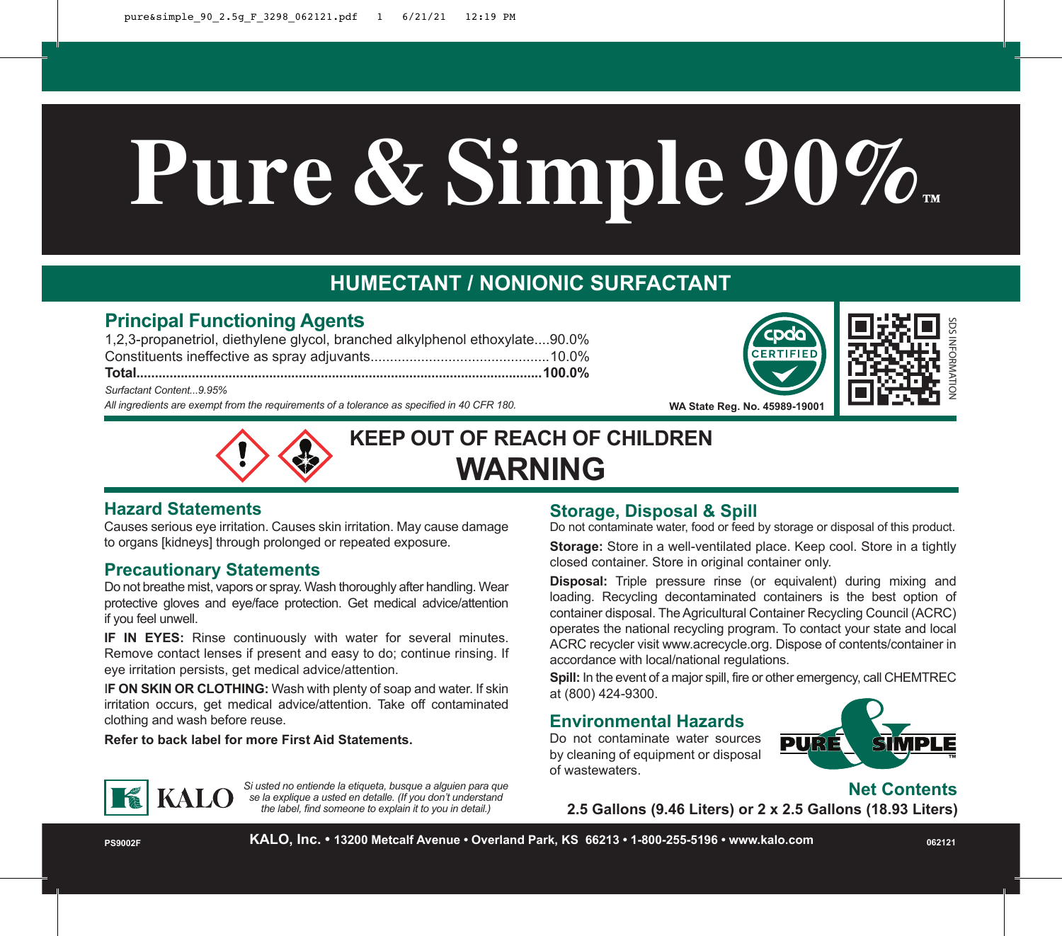# Pure & Simple 90%™

## HUMECTANT / NONIONIC SURFACTANT

### Principal Functioning Agents

1,2,3-propanetriol, diethylene glycol, branched alkylphenol ethoxylate....90.0%
Constituents ineffective as spray adjuvants..............................................10.0%
**Total..........................................................................................................100.0%**

*Surfactant Content...9.95%*

*All ingredients are exempt from the requirements of a tolerance as specified in 40 CFR 180.*

cpda CERTIFIED

WA State Reg. No. 45989-19001

SDS INFORMATION

## KEEP OUT OF REACH OF CHILDREN

# WARNING

### Hazard Statements

Causes serious eye irritation. Causes skin irritation. May cause damage to organs [kidneys] through prolonged or repeated exposure.

### Precautionary Statements

Do not breathe mist, vapors or spray. Wash thoroughly after handling. Wear protective gloves and eye/face protection. Get medical advice/attention if you feel unwell.

**IF IN EYES:** Rinse continuously with water for several minutes. Remove contact lenses if present and easy to do; continue rinsing. If eye irritation persists, get medical advice/attention.

I**F ON SKIN OR CLOTHING:** Wash with plenty of soap and water. If skin irritation occurs, get medical advice/attention. Take off contaminated clothing and wash before reuse.

**Refer to back label for more First Aid Statements.**

### Storage, Disposal & Spill

Do not contaminate water, food or feed by storage or disposal of this product.

**Storage:** Store in a well-ventilated place. Keep cool. Store in a tightly closed container. Store in original container only.

**Disposal:** Triple pressure rinse (or equivalent) during mixing and loading. Recycling decontaminated containers is the best option of container disposal. The Agricultural Container Recycling Council (ACRC) operates the national recycling program. To contact your state and local ACRC recycler visit www.acrecycle.org. Dispose of contents/container in accordance with local/national regulations.

**Spill:** In the event of a major spill, fire or other emergency, call CHEMTREC at (800) 424-9300.

### Environmental Hazards

Do not contaminate water sources by cleaning of equipment or disposal of wastewaters.

PURE & SIMPLE™

KALO

*Si usted no entiende la etiqueta, busque a alguien para que se la explique a usted en detalle. (If you don't understand the label, find someone to explain it to you in detail.)*

**Net Contents**

**2.5 Gallons (9.46 Liters) or 2 x 2.5 Gallons (18.93 Liters)**

PS9002F **KALO, Inc. • 13200 Metcalf Avenue • Overland Park, KS 66213 • 1-800-255-5196 • www.kalo.com** 062121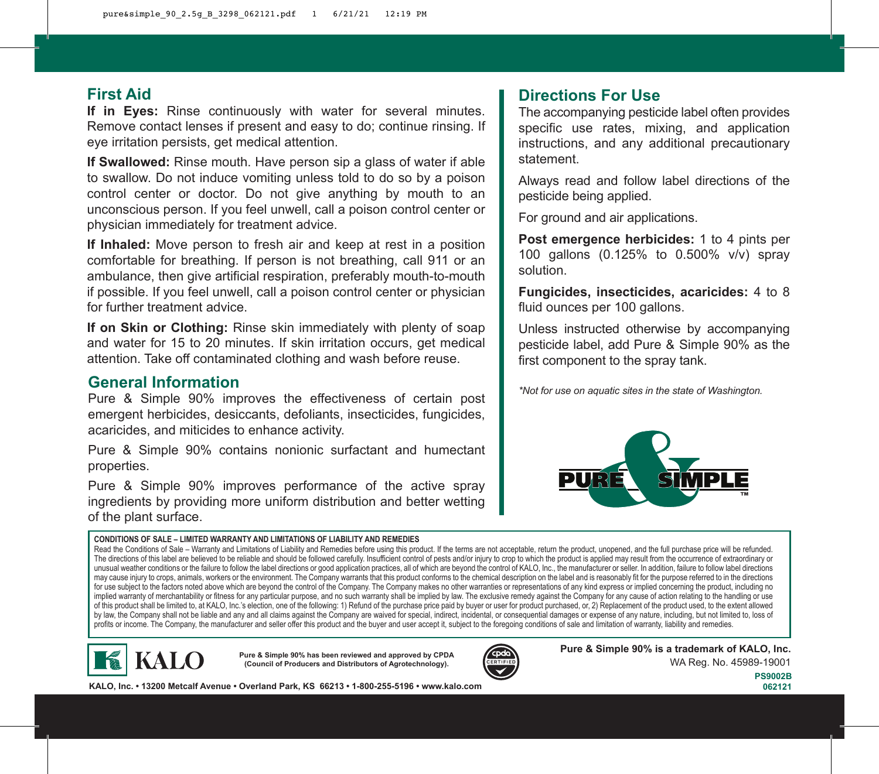## First Aid

**If in Eyes:** Rinse continuously with water for several minutes. Remove contact lenses if present and easy to do; continue rinsing. If eye irritation persists, get medical attention.

**If Swallowed:** Rinse mouth. Have person sip a glass of water if able to swallow. Do not induce vomiting unless told to do so by a poison control center or doctor. Do not give anything by mouth to an unconscious person. If you feel unwell, call a poison control center or physician immediately for treatment advice.

**If Inhaled:** Move person to fresh air and keep at rest in a position comfortable for breathing. If person is not breathing, call 911 or an ambulance, then give artificial respiration, preferably mouth-to-mouth if possible. If you feel unwell, call a poison control center or physician for further treatment advice.

**If on Skin or Clothing:** Rinse skin immediately with plenty of soap and water for 15 to 20 minutes. If skin irritation occurs, get medical attention. Take off contaminated clothing and wash before reuse.

## General Information

Pure & Simple 90% improves the effectiveness of certain post emergent herbicides, desiccants, defoliants, insecticides, fungicides, acaricides, and miticides to enhance activity.

Pure & Simple 90% contains nonionic surfactant and humectant properties.

Pure & Simple 90% improves performance of the active spray ingredients by providing more uniform distribution and better wetting of the plant surface.

## Directions For Use

The accompanying pesticide label often provides specific use rates, mixing, and application instructions, and any additional precautionary statement.

Always read and follow label directions of the pesticide being applied.

For ground and air applications.

**Post emergence herbicides:** 1 to 4 pints per 100 gallons (0.125% to 0.500% v/v) spray solution.

**Fungicides, insecticides, acaricides:** 4 to 8 fluid ounces per 100 gallons.

Unless instructed otherwise by accompanying pesticide label, add Pure & Simple 90% as the first component to the spray tank.

*\*Not for use on aquatic sites in the state of Washington.*

PURE & SIMPLE™

**CONDITIONS OF SALE – LIMITED WARRANTY AND LIMITATIONS OF LIABILITY AND REMEDIES**

Read the Conditions of Sale – Warranty and Limitations of Liability and Remedies before using this product. If the terms are not acceptable, return the product, unopened, and the full purchase price will be refunded. The directions of this label are believed to be reliable and should be followed carefully. Insufficient control of pests and/or injury to crop to which the product is applied may result from the occurrence of extraordinary or unusual weather conditions or the failure to follow the label directions or good application practices, all of which are beyond the control of KALO, Inc., the manufacturer or seller. In addition, failure to follow label directions may cause injury to crops, animals, workers or the environment. The Company warrants that this product conforms to the chemical description on the label and is reasonably fit for the purpose referred to in the directions for use subject to the factors noted above which are beyond the control of the Company. The Company makes no other warranties or representations of any kind express or implied concerning the product, including no implied warranty of merchantability or fitness for any particular purpose, and no such warranty shall be implied by law. The exclusive remedy against the Company for any cause of action relating to the handling or use of this product shall be limited to, at KALO, Inc.'s election, one of the following: 1) Refund of the purchase price paid by buyer or user for product purchased, or, 2) Replacement of the product used, to the extent allowed by law, the Company shall not be liable and any and all claims against the Company are waived for special, indirect, incidental, or consequential damages or expense of any nature, including, but not limited to, loss of profits or income. The Company, the manufacturer and seller offer this product and the buyer and user accept it, subject to the foregoing conditions of sale and limitation of warranty, liability and remedies.

KALO

**Pure & Simple 90% has been reviewed and approved by CPDA (Council of Producers and Distributors of Agrotechnology).**

cpda CERTIFIED

**Pure & Simple 90% is a trademark of KALO, Inc.**

WA Reg. No. 45989-19001

**PS9002B**
**062121**

**KALO, Inc. • 13200 Metcalf Avenue • Overland Park, KS 66213 • 1-800-255-5196 • www.kalo.com**